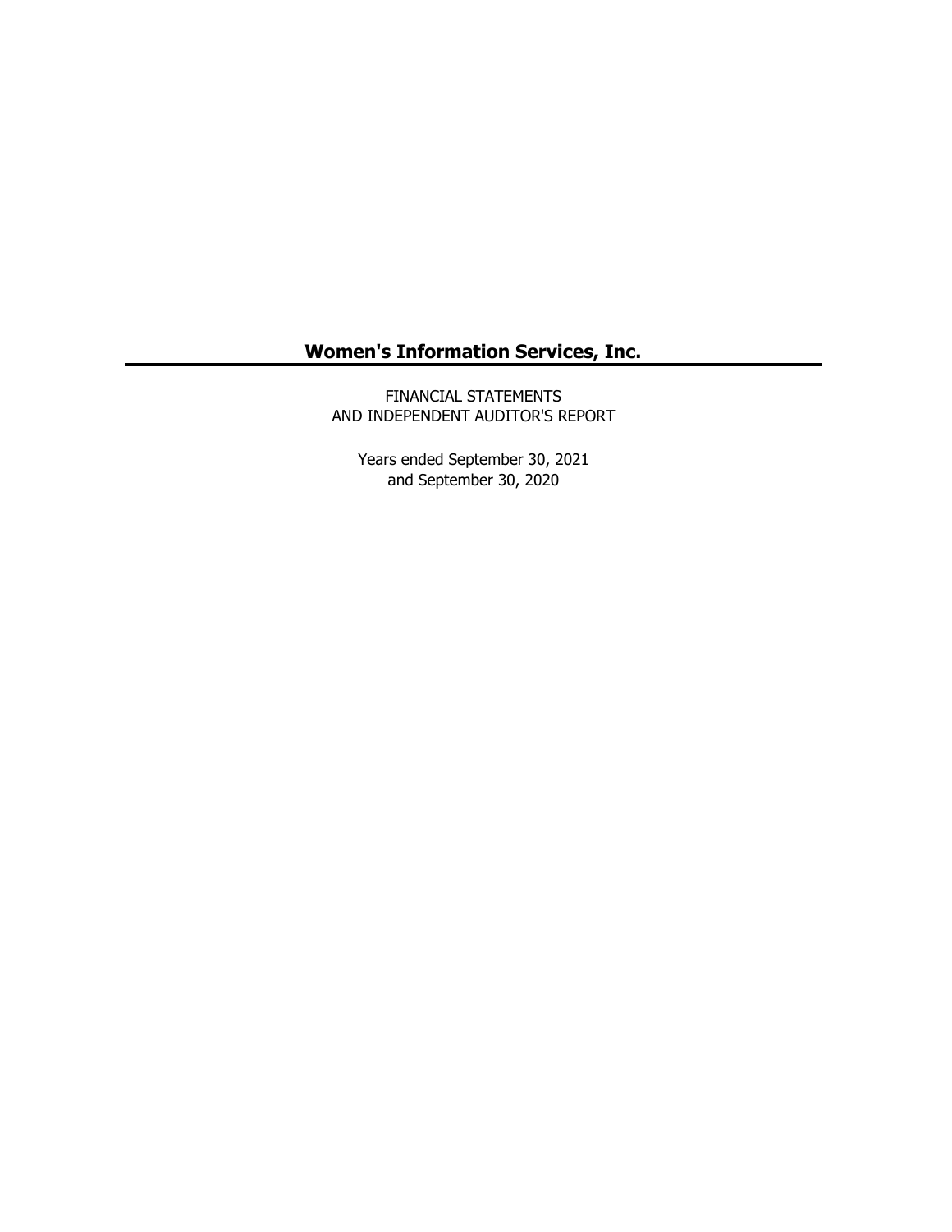# Women's Information Services, Inc.

FINANCIAL STATEMENTS
AND INDEPENDENT AUDITOR'S REPORT

Years ended September 30, 2021
and September 30, 2020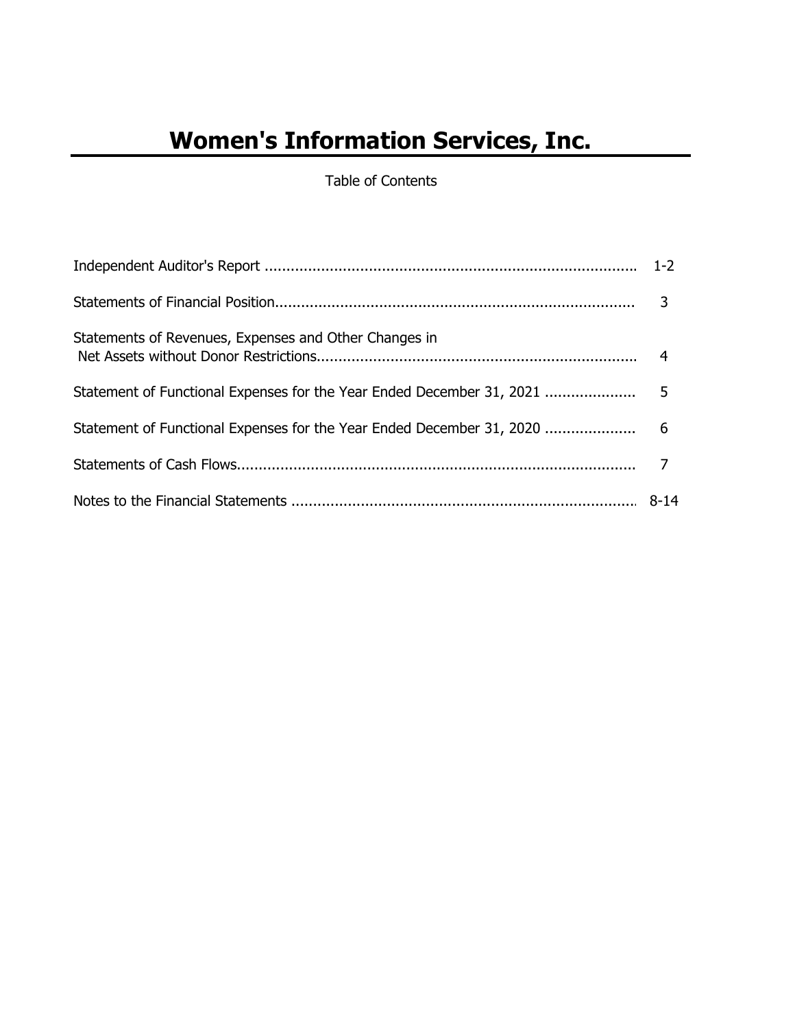# Women's Information Services, Inc.

Table of Contents

| | |
|---|---|
| Independent Auditor's Report | 1-2 |
| Statements of Financial Position | 3 |
| Statements of Revenues, Expenses and Other Changes in Net Assets without Donor Restrictions | 4 |
| Statement of Functional Expenses for the Year Ended December 31, 2021 | 5 |
| Statement of Functional Expenses for the Year Ended December 31, 2020 | 6 |
| Statements of Cash Flows | 7 |
| Notes to the Financial Statements | 8-14 |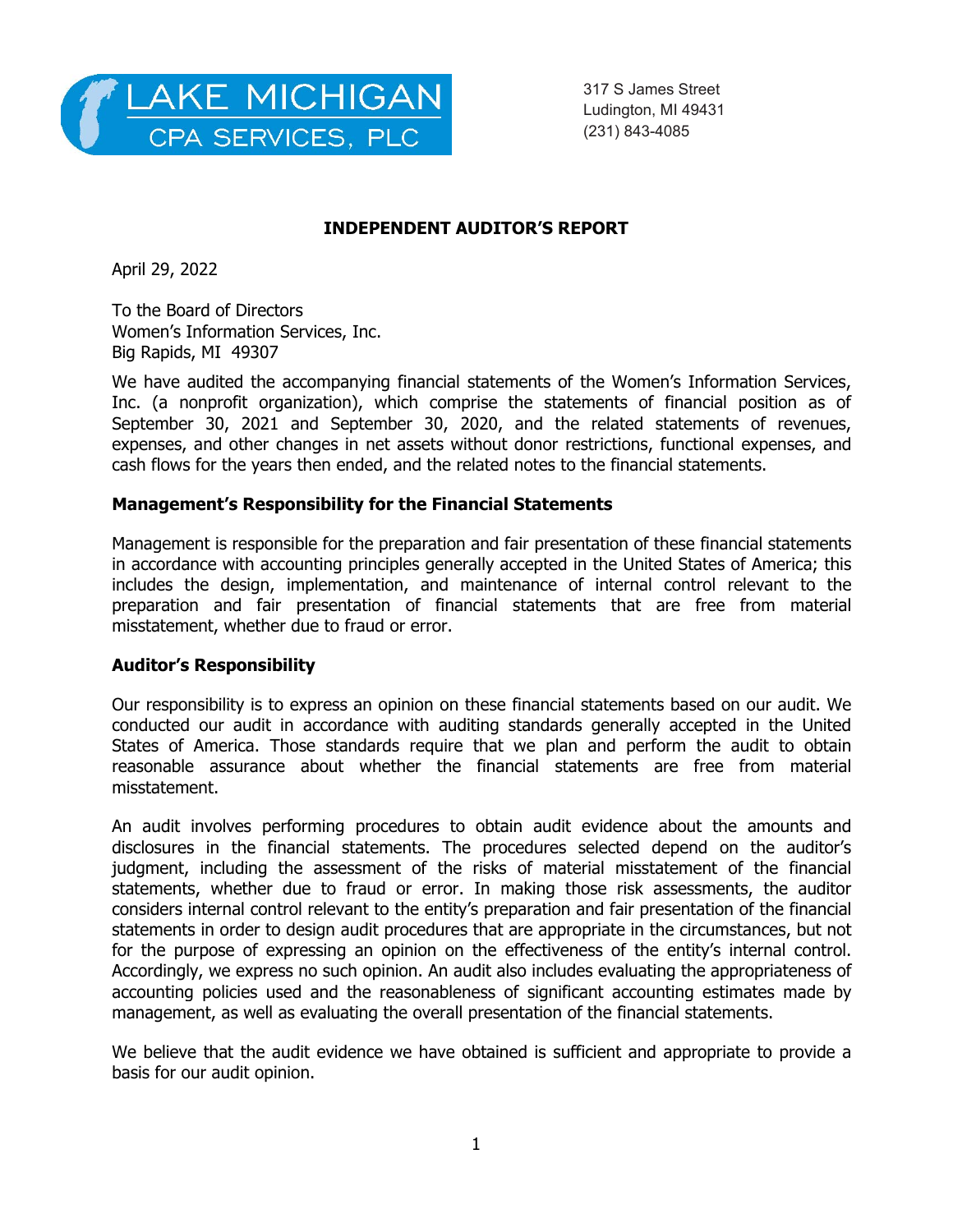LAKE MICHIGAN
CPA SERVICES, PLC

317 S James Street
Ludington, MI 49431
(231) 843-4085

## INDEPENDENT AUDITOR'S REPORT

April 29, 2022

To the Board of Directors
Women's Information Services, Inc.
Big Rapids, MI 49307

We have audited the accompanying financial statements of the Women's Information Services, Inc. (a nonprofit organization), which comprise the statements of financial position as of September 30, 2021 and September 30, 2020, and the related statements of revenues, expenses, and other changes in net assets without donor restrictions, functional expenses, and cash flows for the years then ended, and the related notes to the financial statements.

### Management's Responsibility for the Financial Statements

Management is responsible for the preparation and fair presentation of these financial statements in accordance with accounting principles generally accepted in the United States of America; this includes the design, implementation, and maintenance of internal control relevant to the preparation and fair presentation of financial statements that are free from material misstatement, whether due to fraud or error.

### Auditor's Responsibility

Our responsibility is to express an opinion on these financial statements based on our audit. We conducted our audit in accordance with auditing standards generally accepted in the United States of America. Those standards require that we plan and perform the audit to obtain reasonable assurance about whether the financial statements are free from material misstatement.

An audit involves performing procedures to obtain audit evidence about the amounts and disclosures in the financial statements. The procedures selected depend on the auditor's judgment, including the assessment of the risks of material misstatement of the financial statements, whether due to fraud or error. In making those risk assessments, the auditor considers internal control relevant to the entity's preparation and fair presentation of the financial statements in order to design audit procedures that are appropriate in the circumstances, but not for the purpose of expressing an opinion on the effectiveness of the entity's internal control. Accordingly, we express no such opinion. An audit also includes evaluating the appropriateness of accounting policies used and the reasonableness of significant accounting estimates made by management, as well as evaluating the overall presentation of the financial statements.

We believe that the audit evidence we have obtained is sufficient and appropriate to provide a basis for our audit opinion.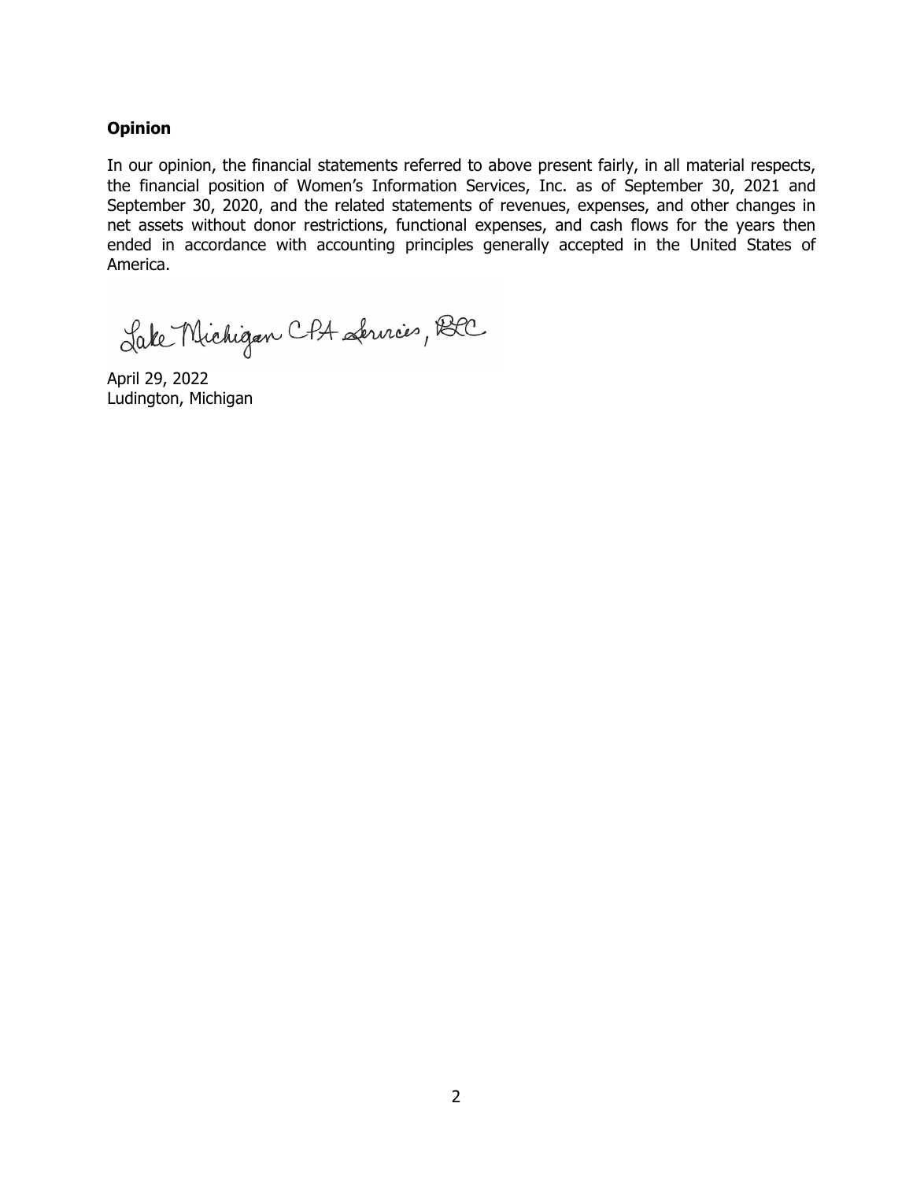**Opinion**

In our opinion, the financial statements referred to above present fairly, in all material respects, the financial position of Women's Information Services, Inc. as of September 30, 2021 and September 30, 2020, and the related statements of revenues, expenses, and other changes in net assets without donor restrictions, functional expenses, and cash flows for the years then ended in accordance with accounting principles generally accepted in the United States of America.

Lake Michigan CPA Services, PLC

April 29, 2022
Ludington, Michigan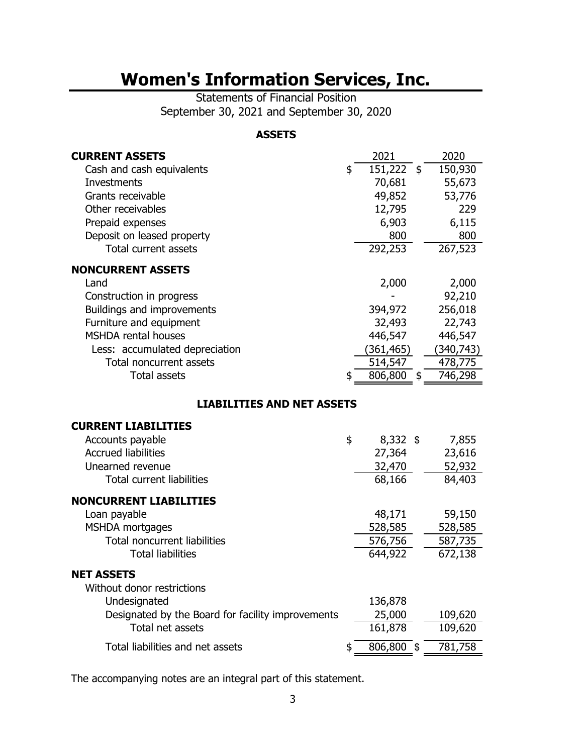# Women's Information Services, Inc.

Statements of Financial Position
September 30, 2021 and September 30, 2020

## ASSETS

| | 2021 | 2020 |
|---|---|---|
| **CURRENT ASSETS** | | |
| Cash and cash equivalents | $ 151,222 | $ 150,930 |
| Investments | 70,681 | 55,673 |
| Grants receivable | 49,852 | 53,776 |
| Other receivables | 12,795 | 229 |
| Prepaid expenses | 6,903 | 6,115 |
| Deposit on leased property | 800 | 800 |
| Total current assets | 292,253 | 267,523 |
| **NONCURRENT ASSETS** | | |
| Land | 2,000 | 2,000 |
| Construction in progress | - | 92,210 |
| Buildings and improvements | 394,972 | 256,018 |
| Furniture and equipment | 32,493 | 22,743 |
| MSHDA rental houses | 446,547 | 446,547 |
| Less: accumulated depreciation | (361,465) | (340,743) |
| Total noncurrent assets | 514,547 | 478,775 |
| Total assets | $ 806,800 | $ 746,298 |

## LIABILITIES AND NET ASSETS

| | 2021 | 2020 |
|---|---|---|
| **CURRENT LIABILITIES** | | |
| Accounts payable | $ 8,332 | $ 7,855 |
| Accrued liabilities | 27,364 | 23,616 |
| Unearned revenue | 32,470 | 52,932 |
| Total current liabilities | 68,166 | 84,403 |
| **NONCURRENT LIABILITIES** | | |
| Loan payable | 48,171 | 59,150 |
| MSHDA mortgages | 528,585 | 528,585 |
| Total noncurrent liabilities | 576,756 | 587,735 |
| Total liabilities | 644,922 | 672,138 |
| **NET ASSETS** | | |
| Without donor restrictions | | |
| Undesignated | 136,878 | |
| Designated by the Board for facility improvements | 25,000 | 109,620 |
| Total net assets | 161,878 | 109,620 |
| Total liabilities and net assets | $ 806,800 | $ 781,758 |

The accompanying notes are an integral part of this statement.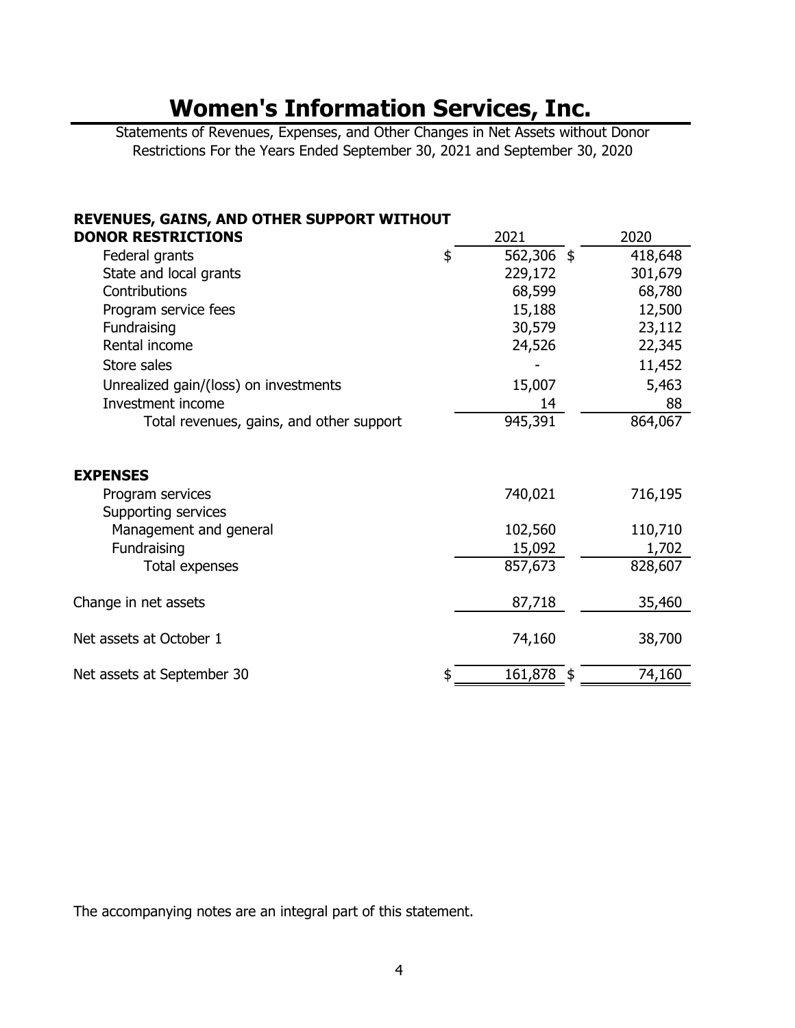# Women's Information Services, Inc.

Statements of Revenues, Expenses, and Other Changes in Net Assets without Donor Restrictions For the Years Ended September 30, 2021 and September 30, 2020

| **REVENUES, GAINS, AND OTHER SUPPORT WITHOUT DONOR RESTRICTIONS** | 2021 | 2020 |
|---|---|---|
| Federal grants | $ 562,306 | $ 418,648 |
| State and local grants | 229,172 | 301,679 |
| Contributions | 68,599 | 68,780 |
| Program service fees | 15,188 | 12,500 |
| Fundraising | 30,579 | 23,112 |
| Rental income | 24,526 | 22,345 |
| Store sales | - | 11,452 |
| Unrealized gain/(loss) on investments | 15,007 | 5,463 |
| Investment income | 14 | 88 |
| Total revenues, gains, and other support | 945,391 | 864,067 |
| | | |
| **EXPENSES** | | |
| Program services | 740,021 | 716,195 |
| Supporting services | | |
| Management and general | 102,560 | 110,710 |
| Fundraising | 15,092 | 1,702 |
| Total expenses | 857,673 | 828,607 |
| | | |
| Change in net assets | 87,718 | 35,460 |
| | | |
| Net assets at October 1 | 74,160 | 38,700 |
| | | |
| Net assets at September 30 | $ 161,878 | $ 74,160 |

The accompanying notes are an integral part of this statement.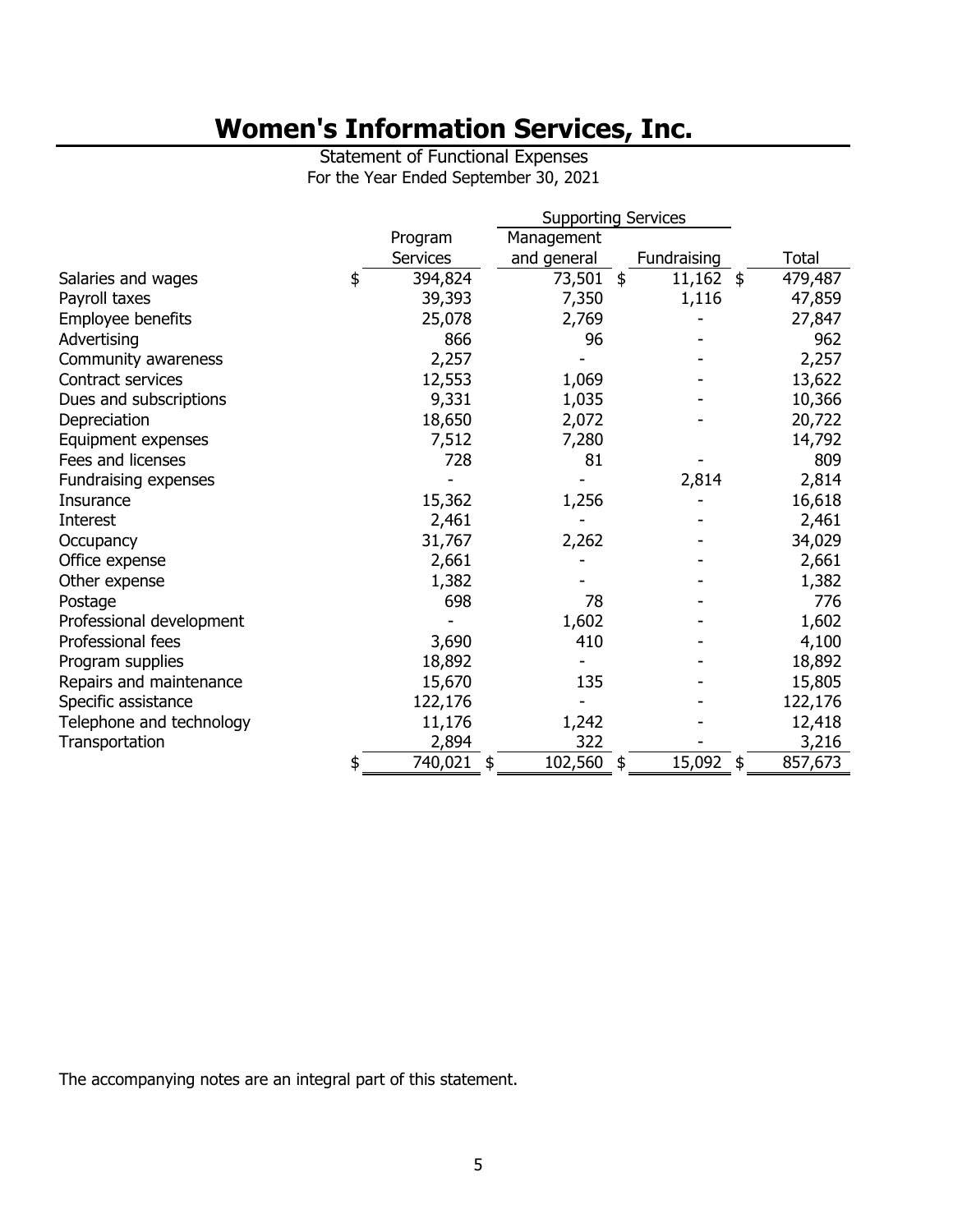# Women's Information Services, Inc.

Statement of Functional Expenses
For the Year Ended September 30, 2021

| | Program Services | Supporting Services | | Total |
|---|---|---|---|---|
| | | Management and general | Fundraising | |
| Salaries and wages | $ 394,824 | 73,501 | $ 11,162 | $ 479,487 |
| Payroll taxes | 39,393 | 7,350 | 1,116 | 47,859 |
| Employee benefits | 25,078 | 2,769 | - | 27,847 |
| Advertising | 866 | 96 | - | 962 |
| Community awareness | 2,257 | - | - | 2,257 |
| Contract services | 12,553 | 1,069 | - | 13,622 |
| Dues and subscriptions | 9,331 | 1,035 | - | 10,366 |
| Depreciation | 18,650 | 2,072 | - | 20,722 |
| Equipment expenses | 7,512 | 7,280 | | 14,792 |
| Fees and licenses | 728 | 81 | - | 809 |
| Fundraising expenses | - | - | 2,814 | 2,814 |
| Insurance | 15,362 | 1,256 | - | 16,618 |
| Interest | 2,461 | - | - | 2,461 |
| Occupancy | 31,767 | 2,262 | - | 34,029 |
| Office expense | 2,661 | - | - | 2,661 |
| Other expense | 1,382 | - | - | 1,382 |
| Postage | 698 | 78 | - | 776 |
| Professional development | - | 1,602 | - | 1,602 |
| Professional fees | 3,690 | 410 | - | 4,100 |
| Program supplies | 18,892 | - | - | 18,892 |
| Repairs and maintenance | 15,670 | 135 | - | 15,805 |
| Specific assistance | 122,176 | - | - | 122,176 |
| Telephone and technology | 11,176 | 1,242 | - | 12,418 |
| Transportation | 2,894 | 322 | - | 3,216 |
| | $ 740,021 | $ 102,560 | $ 15,092 | $ 857,673 |

The accompanying notes are an integral part of this statement.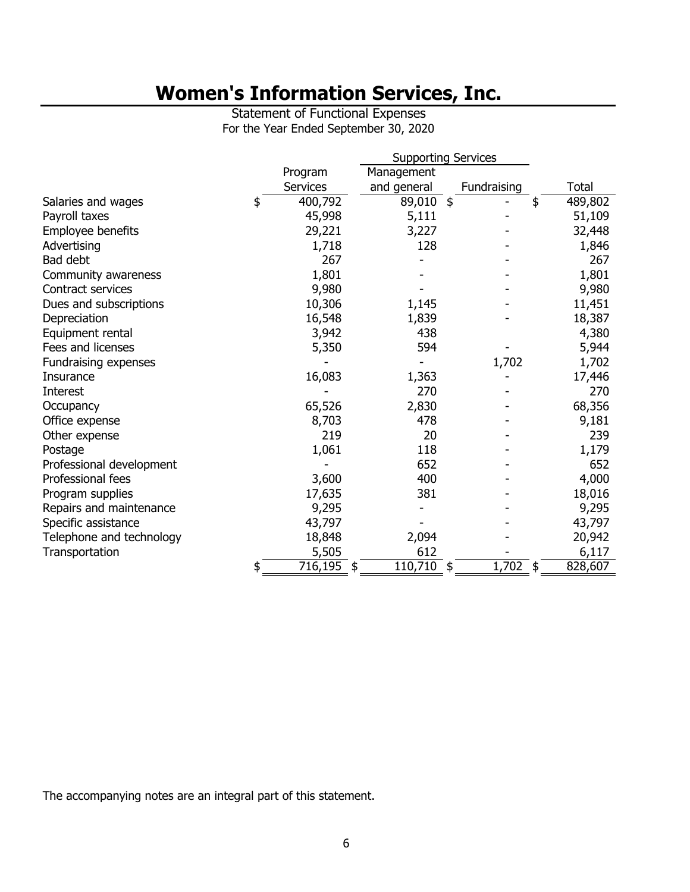# Women's Information Services, Inc.

Statement of Functional Expenses
For the Year Ended September 30, 2020

| | Program Services | Supporting Services | | Total |
|---|---|---|---|---|
| | | Management and general | Fundraising | |
| Salaries and wages | $ 400,792 | 89,010 | $ - | $ 489,802 |
| Payroll taxes | 45,998 | 5,111 | - | 51,109 |
| Employee benefits | 29,221 | 3,227 | - | 32,448 |
| Advertising | 1,718 | 128 | - | 1,846 |
| Bad debt | 267 | - | - | 267 |
| Community awareness | 1,801 | - | - | 1,801 |
| Contract services | 9,980 | - | - | 9,980 |
| Dues and subscriptions | 10,306 | 1,145 | - | 11,451 |
| Depreciation | 16,548 | 1,839 | - | 18,387 |
| Equipment rental | 3,942 | 438 | | 4,380 |
| Fees and licenses | 5,350 | 594 | - | 5,944 |
| Fundraising expenses | - | - | 1,702 | 1,702 |
| Insurance | 16,083 | 1,363 | - | 17,446 |
| Interest | - | 270 | - | 270 |
| Occupancy | 65,526 | 2,830 | - | 68,356 |
| Office expense | 8,703 | 478 | - | 9,181 |
| Other expense | 219 | 20 | - | 239 |
| Postage | 1,061 | 118 | - | 1,179 |
| Professional development | - | 652 | - | 652 |
| Professional fees | 3,600 | 400 | - | 4,000 |
| Program supplies | 17,635 | 381 | - | 18,016 |
| Repairs and maintenance | 9,295 | - | - | 9,295 |
| Specific assistance | 43,797 | - | - | 43,797 |
| Telephone and technology | 18,848 | 2,094 | - | 20,942 |
| Transportation | 5,505 | 612 | - | 6,117 |
| | $ 716,195 | $ 110,710 | $ 1,702 | $ 828,607 |

The accompanying notes are an integral part of this statement.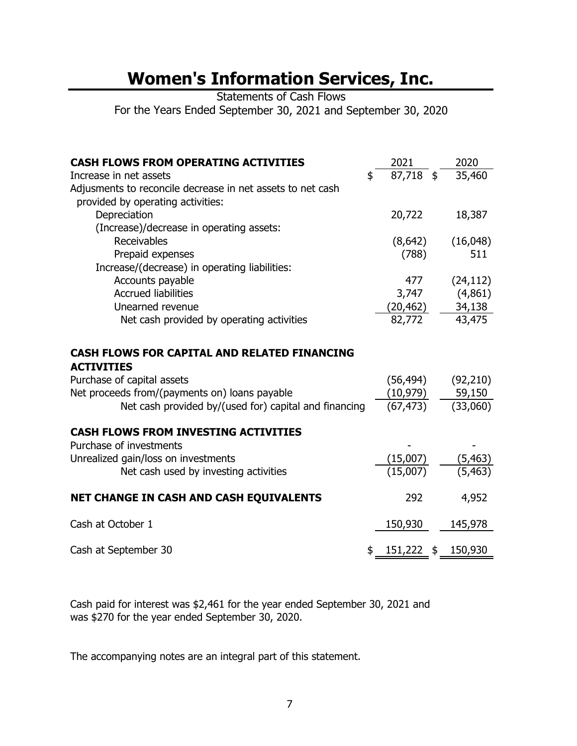# Women's Information Services, Inc.

Statements of Cash Flows

For the Years Ended September 30, 2021 and September 30, 2020

| CASH FLOWS FROM OPERATING ACTIVITIES | 2021 | 2020 |
|---|---|---|
| Increase in net assets | $ 87,718 | $ 35,460 |
| Adjusments to reconcile decrease in net assets to net cash provided by operating activities: | | |
| Depreciation | 20,722 | 18,387 |
| (Increase)/decrease in operating assets: | | |
| Receivables | (8,642) | (16,048) |
| Prepaid expenses | (788) | 511 |
| Increase/(decrease) in operating liabilities: | | |
| Accounts payable | 477 | (24,112) |
| Accrued liabilities | 3,747 | (4,861) |
| Unearned revenue | (20,462) | 34,138 |
| Net cash provided by operating activities | 82,772 | 43,475 |
| **CASH FLOWS FOR CAPITAL AND RELATED FINANCING ACTIVITIES** | | |
| Purchase of capital assets | (56,494) | (92,210) |
| Net proceeds from/(payments on) loans payable | (10,979) | 59,150 |
| Net cash provided by/(used for) capital and financing | (67,473) | (33,060) |
| **CASH FLOWS FROM INVESTING ACTIVITIES** | | |
| Purchase of investments | - | - |
| Unrealized gain/loss on investments | (15,007) | (5,463) |
| Net cash used by investing activities | (15,007) | (5,463) |
| **NET CHANGE IN CASH AND CASH EQUIVALENTS** | 292 | 4,952 |
| Cash at October 1 | 150,930 | 145,978 |
| Cash at September 30 | $ 151,222 | $ 150,930 |

Cash paid for interest was $2,461 for the year ended September 30, 2021 and was $270 for the year ended September 30, 2020.

The accompanying notes are an integral part of this statement.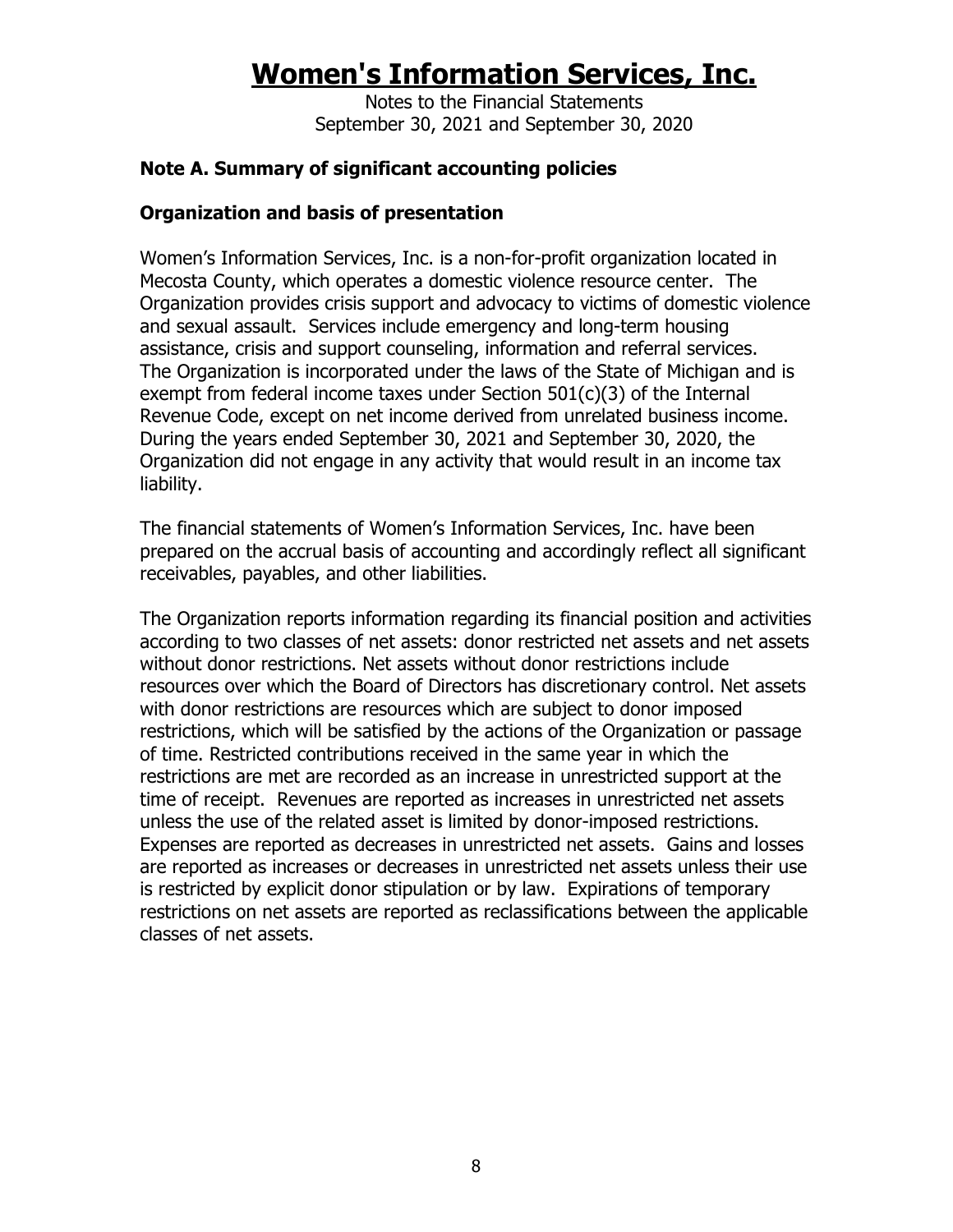# Women's Information Services, Inc.

Notes to the Financial Statements
September 30, 2021 and September 30, 2020

## Note A. Summary of significant accounting policies

### Organization and basis of presentation

Women's Information Services, Inc. is a non-for-profit organization located in Mecosta County, which operates a domestic violence resource center. The Organization provides crisis support and advocacy to victims of domestic violence and sexual assault. Services include emergency and long-term housing assistance, crisis and support counseling, information and referral services. The Organization is incorporated under the laws of the State of Michigan and is exempt from federal income taxes under Section 501(c)(3) of the Internal Revenue Code, except on net income derived from unrelated business income. During the years ended September 30, 2021 and September 30, 2020, the Organization did not engage in any activity that would result in an income tax liability.

The financial statements of Women's Information Services, Inc. have been prepared on the accrual basis of accounting and accordingly reflect all significant receivables, payables, and other liabilities.

The Organization reports information regarding its financial position and activities according to two classes of net assets: donor restricted net assets and net assets without donor restrictions. Net assets without donor restrictions include resources over which the Board of Directors has discretionary control. Net assets with donor restrictions are resources which are subject to donor imposed restrictions, which will be satisfied by the actions of the Organization or passage of time. Restricted contributions received in the same year in which the restrictions are met are recorded as an increase in unrestricted support at the time of receipt. Revenues are reported as increases in unrestricted net assets unless the use of the related asset is limited by donor-imposed restrictions. Expenses are reported as decreases in unrestricted net assets. Gains and losses are reported as increases or decreases in unrestricted net assets unless their use is restricted by explicit donor stipulation or by law. Expirations of temporary restrictions on net assets are reported as reclassifications between the applicable classes of net assets.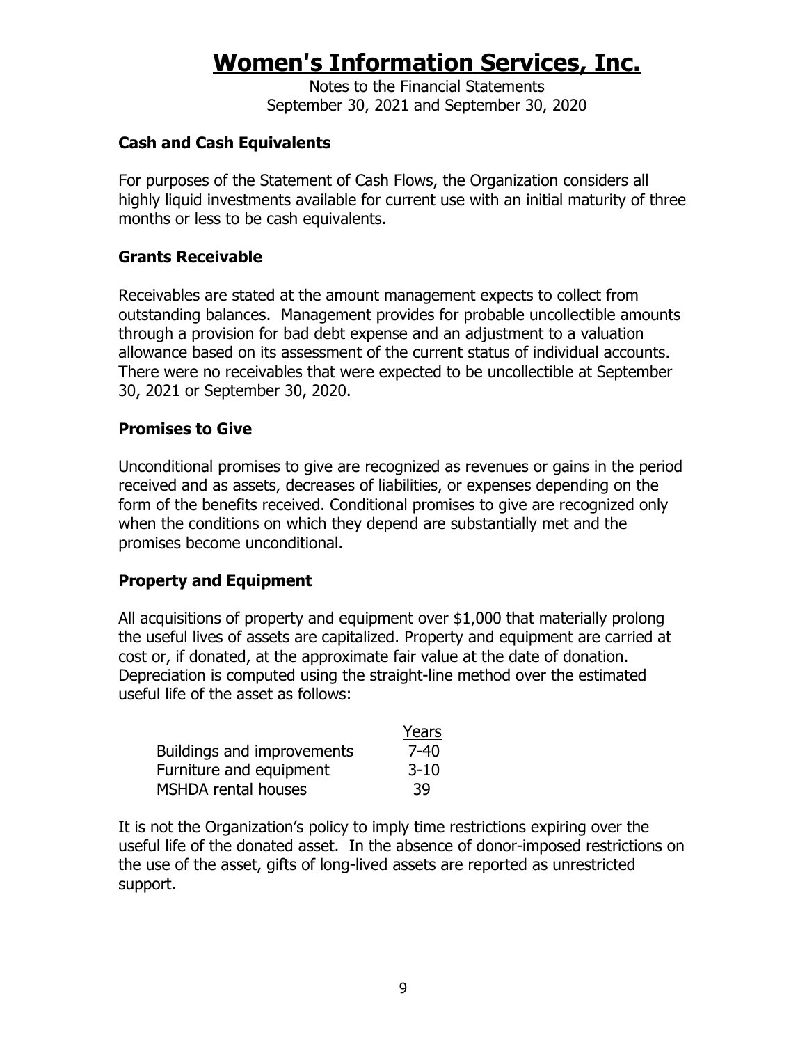# Women's Information Services, Inc.

Notes to the Financial Statements
September 30, 2021 and September 30, 2020

### Cash and Cash Equivalents

For purposes of the Statement of Cash Flows, the Organization considers all highly liquid investments available for current use with an initial maturity of three months or less to be cash equivalents.

### Grants Receivable

Receivables are stated at the amount management expects to collect from outstanding balances. Management provides for probable uncollectible amounts through a provision for bad debt expense and an adjustment to a valuation allowance based on its assessment of the current status of individual accounts. There were no receivables that were expected to be uncollectible at September 30, 2021 or September 30, 2020.

### Promises to Give

Unconditional promises to give are recognized as revenues or gains in the period received and as assets, decreases of liabilities, or expenses depending on the form of the benefits received. Conditional promises to give are recognized only when the conditions on which they depend are substantially met and the promises become unconditional.

### Property and Equipment

All acquisitions of property and equipment over $1,000 that materially prolong the useful lives of assets are capitalized. Property and equipment are carried at cost or, if donated, at the approximate fair value at the date of donation. Depreciation is computed using the straight-line method over the estimated useful life of the asset as follows:

| | Years |
|---|---|
| Buildings and improvements | 7-40 |
| Furniture and equipment | 3-10 |
| MSHDA rental houses | 39 |

It is not the Organization's policy to imply time restrictions expiring over the useful life of the donated asset. In the absence of donor-imposed restrictions on the use of the asset, gifts of long-lived assets are reported as unrestricted support.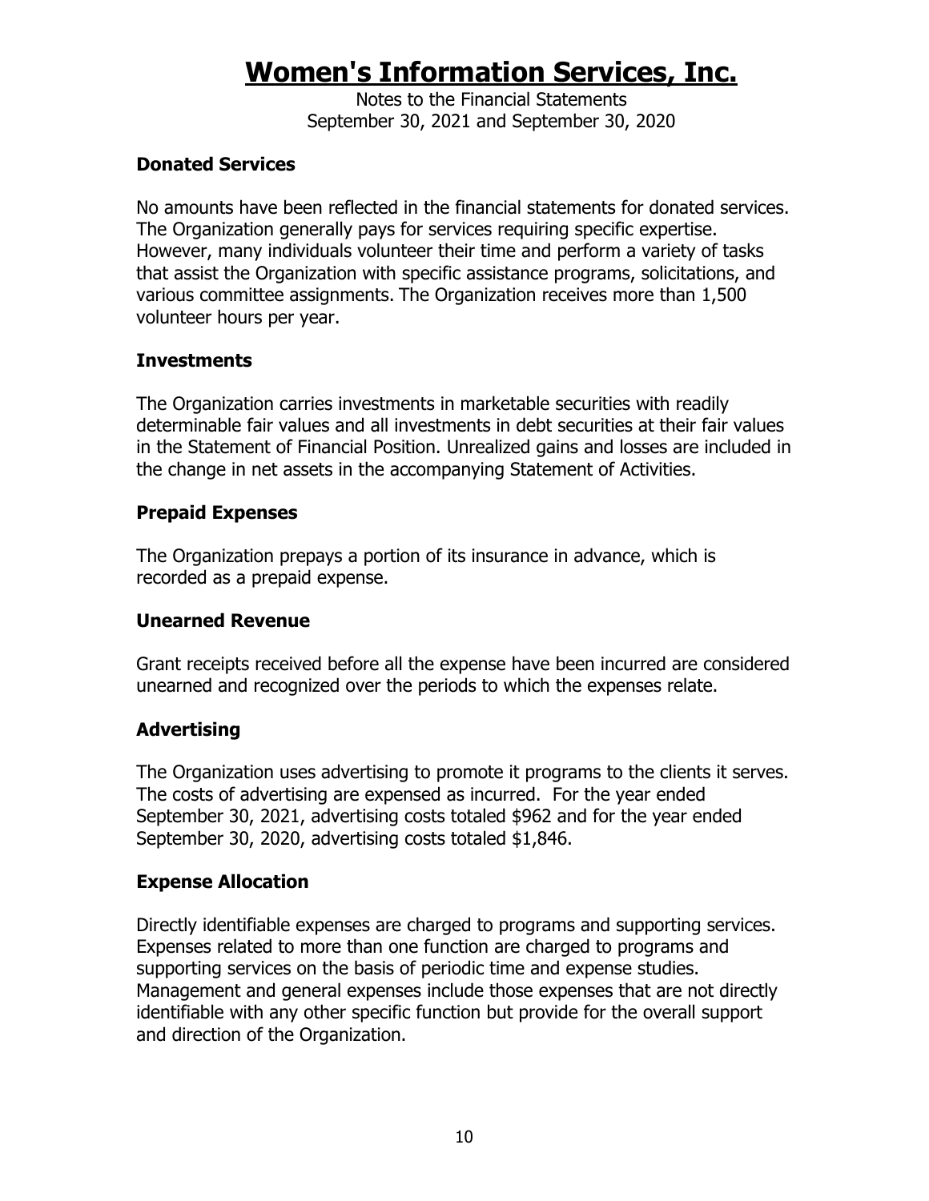# Women's Information Services, Inc.

Notes to the Financial Statements
September 30, 2021 and September 30, 2020

### Donated Services

No amounts have been reflected in the financial statements for donated services. The Organization generally pays for services requiring specific expertise. However, many individuals volunteer their time and perform a variety of tasks that assist the Organization with specific assistance programs, solicitations, and various committee assignments. The Organization receives more than 1,500 volunteer hours per year.

### Investments

The Organization carries investments in marketable securities with readily determinable fair values and all investments in debt securities at their fair values in the Statement of Financial Position. Unrealized gains and losses are included in the change in net assets in the accompanying Statement of Activities.

### Prepaid Expenses

The Organization prepays a portion of its insurance in advance, which is recorded as a prepaid expense.

### Unearned Revenue

Grant receipts received before all the expense have been incurred are considered unearned and recognized over the periods to which the expenses relate.

### Advertising

The Organization uses advertising to promote it programs to the clients it serves. The costs of advertising are expensed as incurred. For the year ended September 30, 2021, advertising costs totaled $962 and for the year ended September 30, 2020, advertising costs totaled $1,846.

### Expense Allocation

Directly identifiable expenses are charged to programs and supporting services. Expenses related to more than one function are charged to programs and supporting services on the basis of periodic time and expense studies. Management and general expenses include those expenses that are not directly identifiable with any other specific function but provide for the overall support and direction of the Organization.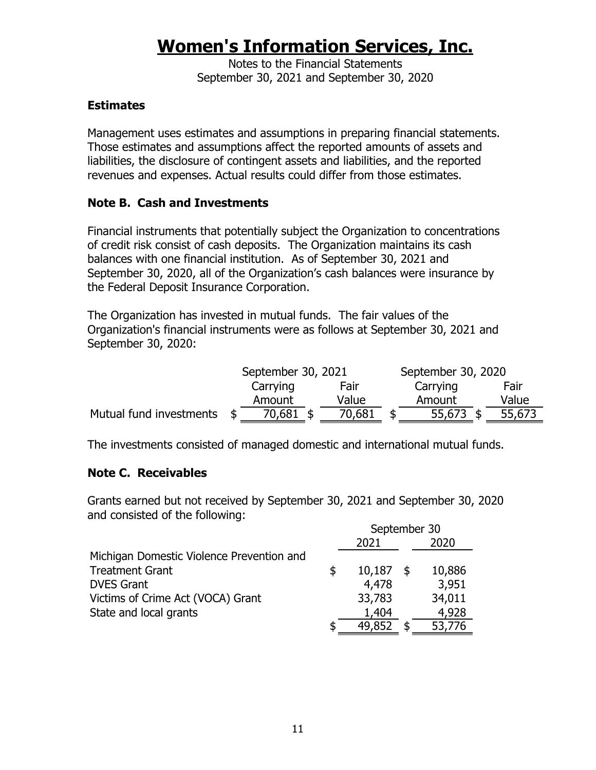# Women's Information Services, Inc.

Notes to the Financial Statements
September 30, 2021 and September 30, 2020

### Estimates

Management uses estimates and assumptions in preparing financial statements. Those estimates and assumptions affect the reported amounts of assets and liabilities, the disclosure of contingent assets and liabilities, and the reported revenues and expenses. Actual results could differ from those estimates.

### Note B. Cash and Investments

Financial instruments that potentially subject the Organization to concentrations of credit risk consist of cash deposits. The Organization maintains its cash balances with one financial institution. As of September 30, 2021 and September 30, 2020, all of the Organization's cash balances were insurance by the Federal Deposit Insurance Corporation.

The Organization has invested in mutual funds. The fair values of the Organization's financial instruments were as follows at September 30, 2021 and September 30, 2020:

| | September 30, 2021 | | September 30, 2020 | |
|---|---|---|---|---|
| | Carrying Amount | Fair Value | Carrying Amount | Fair Value |
| Mutual fund investments | $ 70,681 | $ 70,681 | $ 55,673 | $ 55,673 |

The investments consisted of managed domestic and international mutual funds.

### Note C. Receivables

Grants earned but not received by September 30, 2021 and September 30, 2020 and consisted of the following:

| | September 30 | |
|---|---|---|
| | 2021 | 2020 |
| Michigan Domestic Violence Prevention and Treatment Grant | $ 10,187 | $ 10,886 |
| DVES Grant | 4,478 | 3,951 |
| Victims of Crime Act (VOCA) Grant | 33,783 | 34,011 |
| State and local grants | 1,404 | 4,928 |
| | $ 49,852 | $ 53,776 |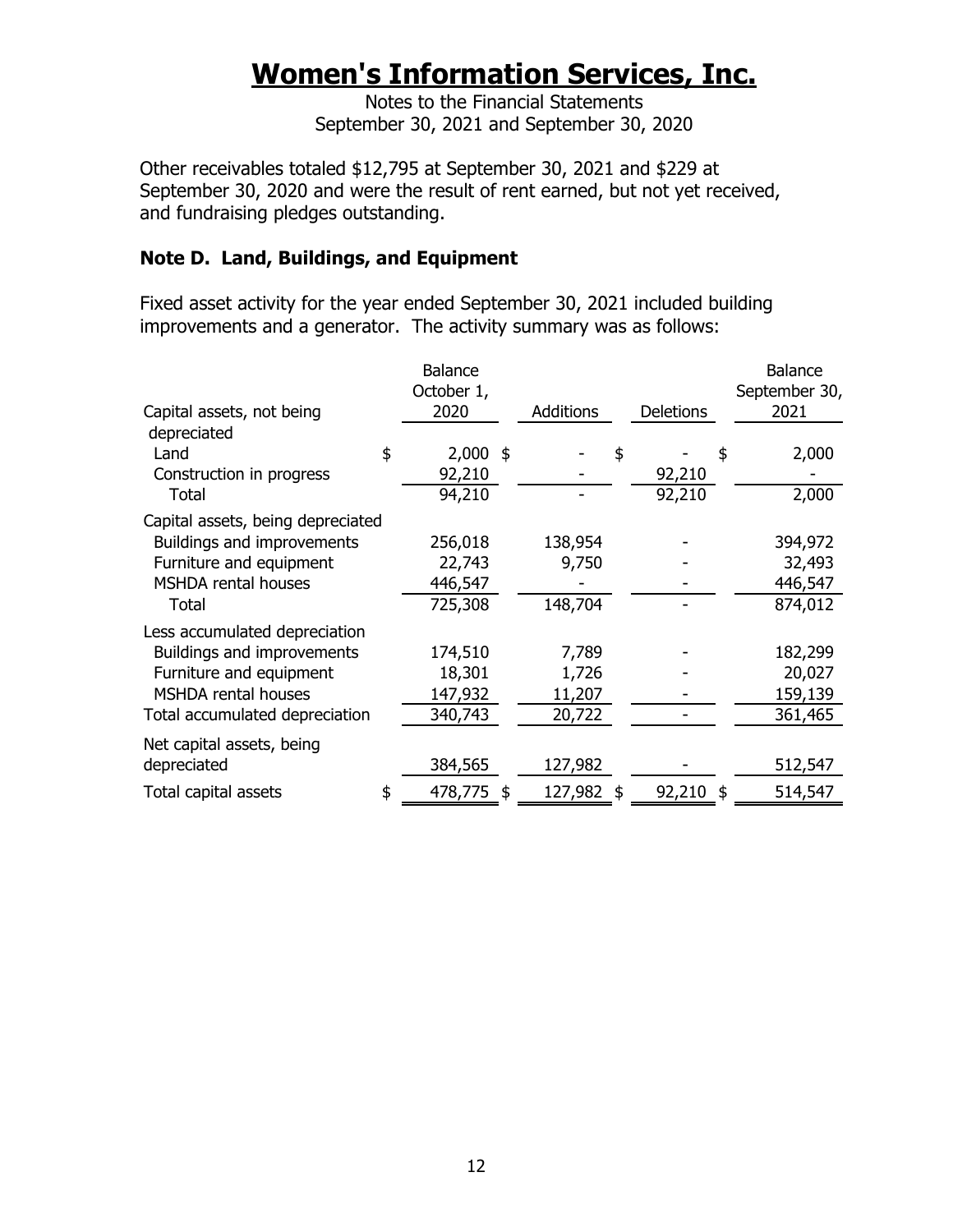# Women's Information Services, Inc.

Notes to the Financial Statements
September 30, 2021 and September 30, 2020

Other receivables totaled $12,795 at September 30, 2021 and $229 at September 30, 2020 and were the result of rent earned, but not yet received, and fundraising pledges outstanding.

### Note D. Land, Buildings, and Equipment

Fixed asset activity for the year ended September 30, 2021 included building improvements and a generator. The activity summary was as follows:

| Capital assets, not being depreciated | Balance October 1, 2020 | Additions | Deletions | Balance September 30, 2021 |
|---|---|---|---|---|
| Land | $ 2,000 | $ - | $ - | $ 2,000 |
| Construction in progress | 92,210 | - | 92,210 | - |
| Total | 94,210 | - | 92,210 | 2,000 |
| Capital assets, being depreciated | | | | |
| Buildings and improvements | 256,018 | 138,954 | - | 394,972 |
| Furniture and equipment | 22,743 | 9,750 | - | 32,493 |
| MSHDA rental houses | 446,547 | - | - | 446,547 |
| Total | 725,308 | 148,704 | - | 874,012 |
| Less accumulated depreciation | | | | |
| Buildings and improvements | 174,510 | 7,789 | - | 182,299 |
| Furniture and equipment | 18,301 | 1,726 | - | 20,027 |
| MSHDA rental houses | 147,932 | 11,207 | - | 159,139 |
| Total accumulated depreciation | 340,743 | 20,722 | - | 361,465 |
| Net capital assets, being depreciated | 384,565 | 127,982 | - | 512,547 |
| Total capital assets | $ 478,775 | $ 127,982 | $ 92,210 | $ 514,547 |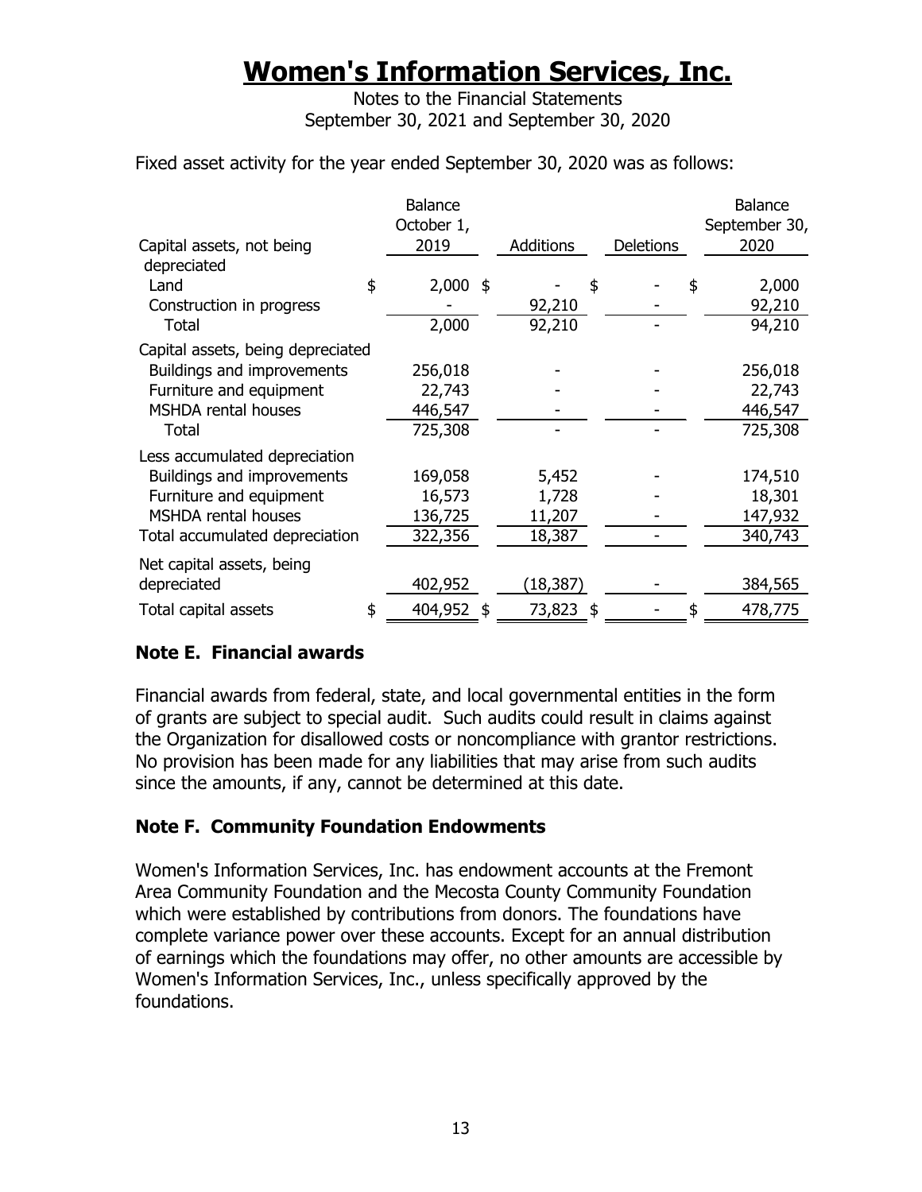# Women's Information Services, Inc.

Notes to the Financial Statements
September 30, 2021 and September 30, 2020

Fixed asset activity for the year ended September 30, 2020 was as follows:

| | Balance October 1, 2019 | Additions | Deletions | Balance September 30, 2020 |
|---|---|---|---|---|
| **Capital assets, not being depreciated** | | | | |
| Land | $ 2,000 | $ - | $ - | $ 2,000 |
| Construction in progress | - | 92,210 | - | 92,210 |
| Total | 2,000 | 92,210 | - | 94,210 |
| **Capital assets, being depreciated** | | | | |
| Buildings and improvements | 256,018 | - | - | 256,018 |
| Furniture and equipment | 22,743 | - | - | 22,743 |
| MSHDA rental houses | 446,547 | - | - | 446,547 |
| Total | 725,308 | - | - | 725,308 |
| **Less accumulated depreciation** | | | | |
| Buildings and improvements | 169,058 | 5,452 | - | 174,510 |
| Furniture and equipment | 16,573 | 1,728 | - | 18,301 |
| MSHDA rental houses | 136,725 | 11,207 | - | 147,932 |
| Total accumulated depreciation | 322,356 | 18,387 | - | 340,743 |
| Net capital assets, being depreciated | 402,952 | (18,387) | - | 384,565 |
| Total capital assets | $ 404,952 | $ 73,823 | $ - | $ 478,775 |

## Note E. Financial awards

Financial awards from federal, state, and local governmental entities in the form of grants are subject to special audit. Such audits could result in claims against the Organization for disallowed costs or noncompliance with grantor restrictions. No provision has been made for any liabilities that may arise from such audits since the amounts, if any, cannot be determined at this date.

## Note F. Community Foundation Endowments

Women's Information Services, Inc. has endowment accounts at the Fremont Area Community Foundation and the Mecosta County Community Foundation which were established by contributions from donors. The foundations have complete variance power over these accounts. Except for an annual distribution of earnings which the foundations may offer, no other amounts are accessible by Women's Information Services, Inc., unless specifically approved by the foundations.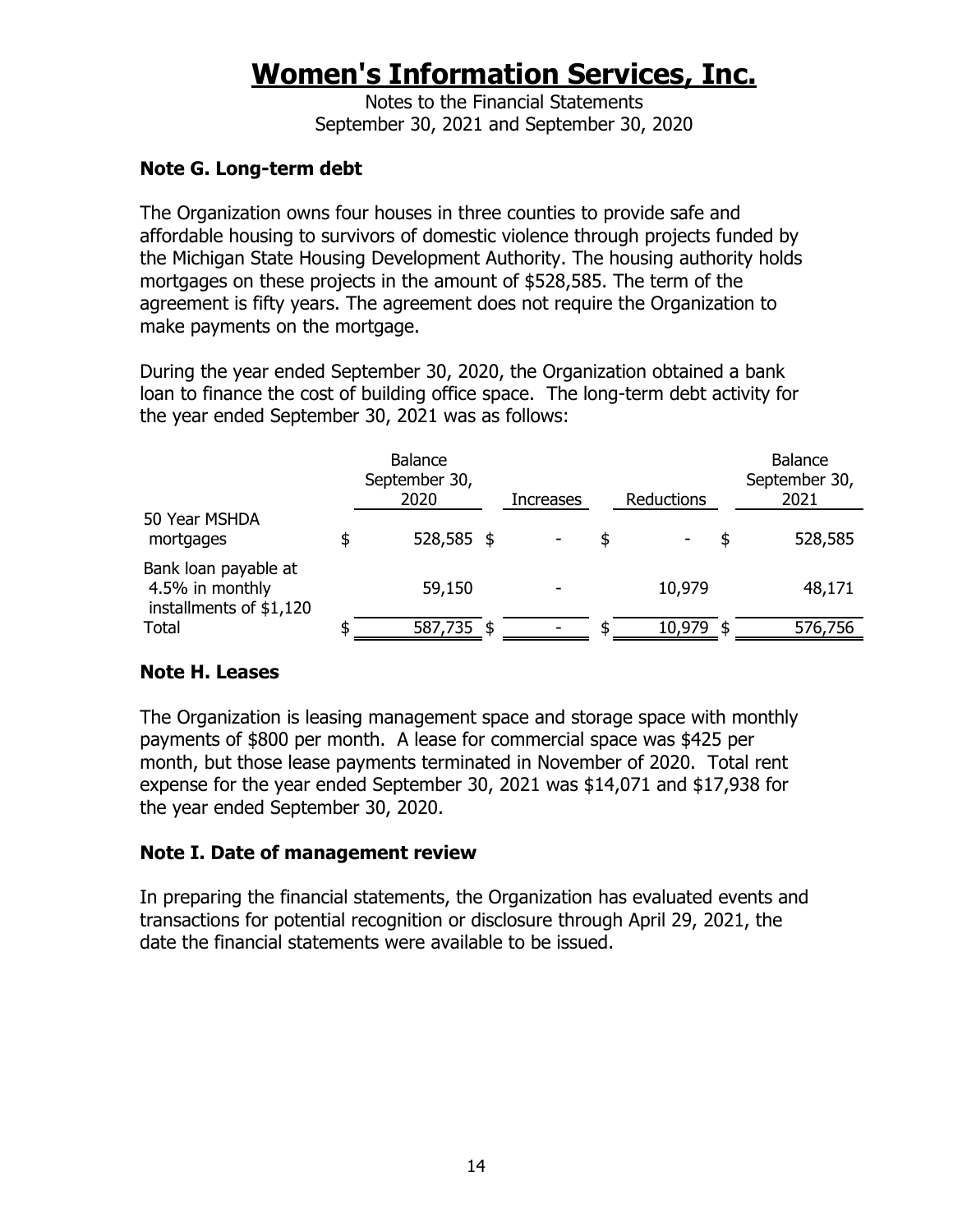# Women's Information Services, Inc.

Notes to the Financial Statements
September 30, 2021 and September 30, 2020

### Note G. Long-term debt

The Organization owns four houses in three counties to provide safe and affordable housing to survivors of domestic violence through projects funded by the Michigan State Housing Development Authority. The housing authority holds mortgages on these projects in the amount of $528,585. The term of the agreement is fifty years. The agreement does not require the Organization to make payments on the mortgage.

During the year ended September 30, 2020, the Organization obtained a bank loan to finance the cost of building office space. The long-term debt activity for the year ended September 30, 2021 was as follows:

| | Balance September 30, 2020 | Increases | Reductions | Balance September 30, 2021 |
|---|---|---|---|---|
| 50 Year MSHDA mortgages | $ 528,585 | $ - | $ - | $ 528,585 |
| Bank loan payable at 4.5% in monthly installments of $1,120 | 59,150 | - | 10,979 | 48,171 |
| Total | $ 587,735 | $ - | $ 10,979 | $ 576,756 |

### Note H. Leases

The Organization is leasing management space and storage space with monthly payments of $800 per month. A lease for commercial space was $425 per month, but those lease payments terminated in November of 2020. Total rent expense for the year ended September 30, 2021 was $14,071 and $17,938 for the year ended September 30, 2020.

### Note I. Date of management review

In preparing the financial statements, the Organization has evaluated events and transactions for potential recognition or disclosure through April 29, 2021, the date the financial statements were available to be issued.